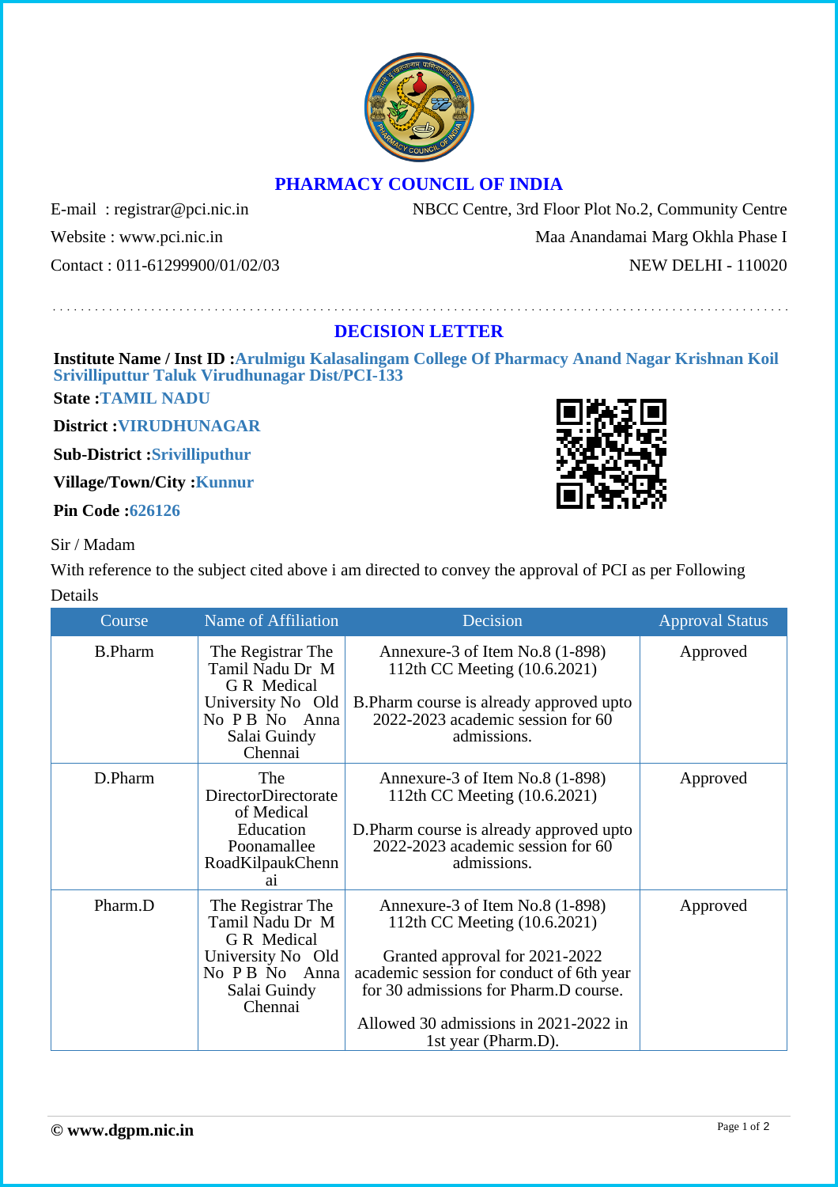# PHARMACY COUNCIL OF INDIA

E-mail : registrar@pci.nic.in
Website : www.pci.nic.in
Contact : 011-61299900/01/02/03

NBCC Centre, 3rd Floor Plot No.2, Community Centre
Maa Anandamai Marg Okhla Phase I
NEW DELHI - 110020

## DECISION LETTER

**Institute Name / Inst ID :** Arulmigu Kalasalingam College Of Pharmacy Anand Nagar Krishnan Koil Srivilliputtur Taluk Virudhunagar Dist/PCI-133

**State :** TAMIL NADU

**District :** VIRUDHUNAGAR

**Sub-District :** Srivilliputhur

**Village/Town/City :** Kunnur

**Pin Code :** 626126

Sir / Madam

With reference to the subject cited above i am directed to convey the approval of PCI as per Following Details

| Course | Name of Affiliation | Decision | Approval Status |
|---|---|---|---|
| B.Pharm | The Registrar The Tamil Nadu Dr M G R Medical University No Old No P B No Anna Salai Guindy Chennai | Annexure-3 of Item No.8 (1-898) 112th CC Meeting (10.6.2021)<br><br>B.Pharm course is already approved upto 2022-2023 academic session for 60 admissions. | Approved |
| D.Pharm | The DirectorDirectorate of Medical Education Poonamallee RoadKilpaukChennai | Annexure-3 of Item No.8 (1-898) 112th CC Meeting (10.6.2021)<br><br>D.Pharm course is already approved upto 2022-2023 academic session for 60 admissions. | Approved |
| Pharm.D | The Registrar The Tamil Nadu Dr M G R Medical University No Old No P B No Anna Salai Guindy Chennai | Annexure-3 of Item No.8 (1-898) 112th CC Meeting (10.6.2021)<br><br>Granted approval for 2021-2022 academic session for conduct of 6th year for 30 admissions for Pharm.D course.<br><br>Allowed 30 admissions in 2021-2022 in 1st year (Pharm.D). | Approved |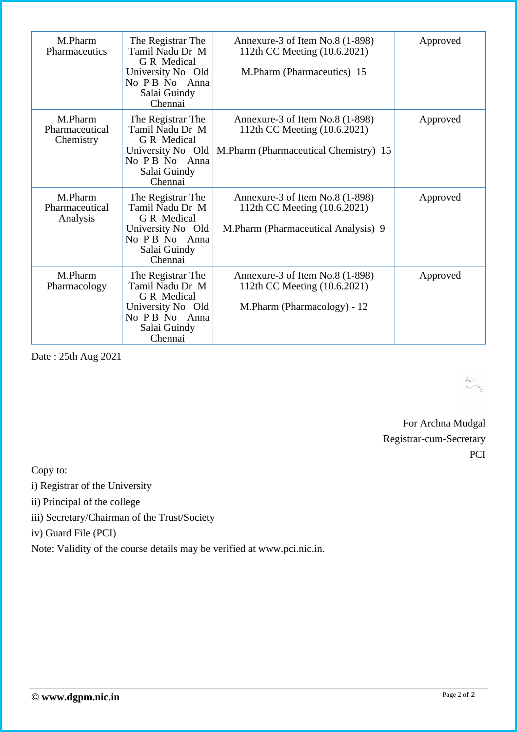| | | | |
|---|---|---|---|
| M.Pharm Pharmaceutics | The Registrar The Tamil Nadu Dr M G R Medical University No Old No P B No Anna Salai Guindy Chennai | Annexure-3 of Item No.8 (1-898) 112th CC Meeting (10.6.2021)<br><br>M.Pharm (Pharmaceutics) 15 | Approved |
| M.Pharm Pharmaceutical Chemistry | The Registrar The Tamil Nadu Dr M G R Medical University No Old No P B No Anna Salai Guindy Chennai | Annexure-3 of Item No.8 (1-898) 112th CC Meeting (10.6.2021)<br><br>M.Pharm (Pharmaceutical Chemistry) 15 | Approved |
| M.Pharm Pharmaceutical Analysis | The Registrar The Tamil Nadu Dr M G R Medical University No Old No P B No Anna Salai Guindy Chennai | Annexure-3 of Item No.8 (1-898) 112th CC Meeting (10.6.2021)<br><br>M.Pharm (Pharmaceutical Analysis) 9 | Approved |
| M.Pharm Pharmacology | The Registrar The Tamil Nadu Dr M G R Medical University No Old No P B No Anna Salai Guindy Chennai | Annexure-3 of Item No.8 (1-898) 112th CC Meeting (10.6.2021)<br><br>M.Pharm (Pharmacology) - 12 | Approved |

Date : 25th Aug 2021

For Archna Mudgal
Registrar-cum-Secretary
PCI

Copy to:

i) Registrar of the University

ii) Principal of the college

iii) Secretary/Chairman of the Trust/Society

iv) Guard File (PCI)

Note: Validity of the course details may be verified at www.pci.nic.in.